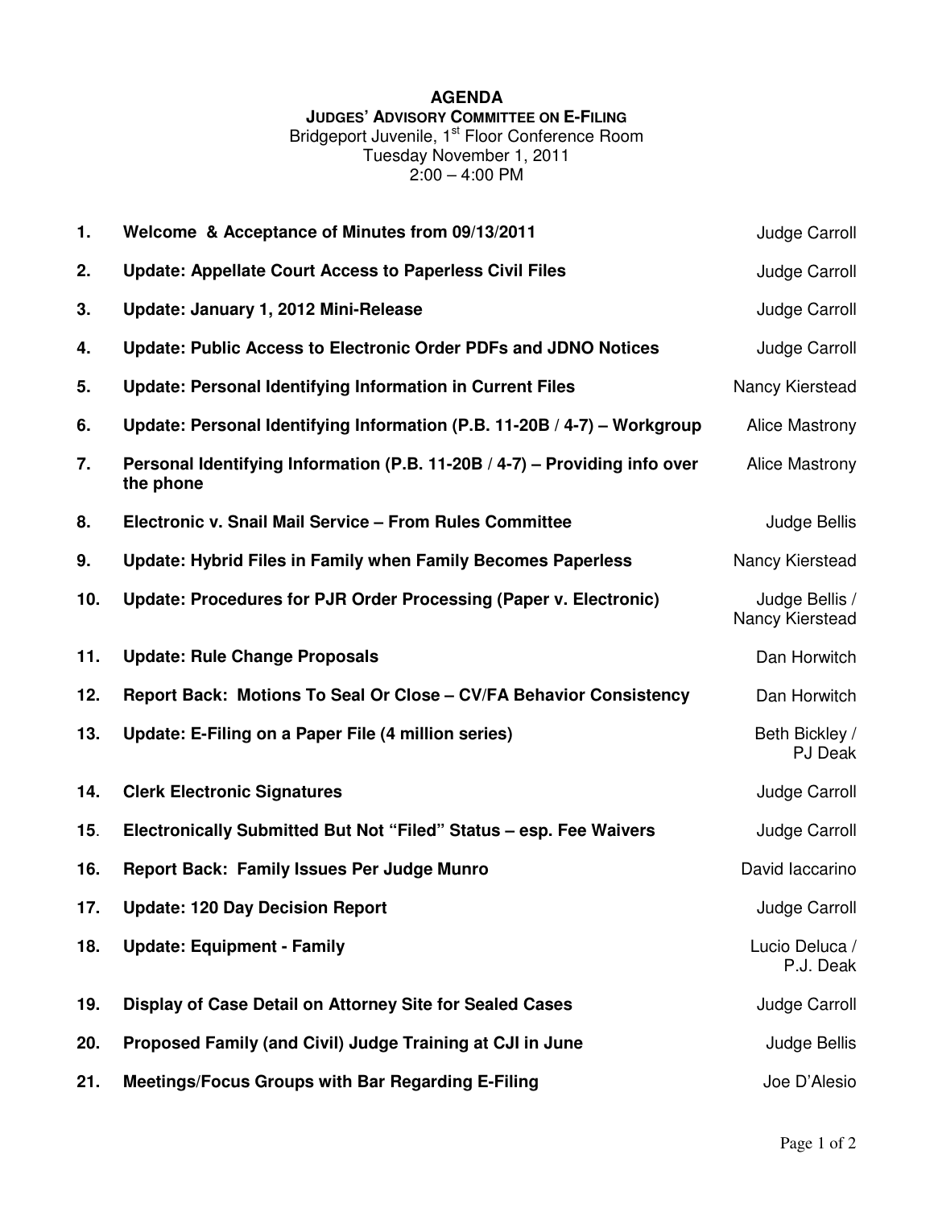# AGENDA

## JUDGES' ADVISORY COMMITTEE ON E-FILING

Bridgeport Juvenile, 1st Floor Conference Room
Tuesday November 1, 2011
2:00 – 4:00 PM

| # | Item | Presenter |
|---|---|---|
| 1. | **Welcome & Acceptance of Minutes from 09/13/2011** | Judge Carroll |
| 2. | **Update: Appellate Court Access to Paperless Civil Files** | Judge Carroll |
| 3. | **Update: January 1, 2012 Mini-Release** | Judge Carroll |
| 4. | **Update: Public Access to Electronic Order PDFs and JDNO Notices** | Judge Carroll |
| 5. | **Update: Personal Identifying Information in Current Files** | Nancy Kierstead |
| 6. | **Update: Personal Identifying Information (P.B. 11-20B / 4-7) – Workgroup** | Alice Mastrony |
| 7. | **Personal Identifying Information (P.B. 11-20B / 4-7) – Providing info over the phone** | Alice Mastrony |
| 8. | **Electronic v. Snail Mail Service – From Rules Committee** | Judge Bellis |
| 9. | **Update: Hybrid Files in Family when Family Becomes Paperless** | Nancy Kierstead |
| 10. | **Update: Procedures for PJR Order Processing (Paper v. Electronic)** | Judge Bellis / Nancy Kierstead |
| 11. | **Update: Rule Change Proposals** | Dan Horwitch |
| 12. | **Report Back: Motions To Seal Or Close – CV/FA Behavior Consistency** | Dan Horwitch |
| 13. | **Update: E-Filing on a Paper File (4 million series)** | Beth Bickley / PJ Deak |
| 14. | **Clerk Electronic Signatures** | Judge Carroll |
| 15. | **Electronically Submitted But Not "Filed" Status – esp. Fee Waivers** | Judge Carroll |
| 16. | **Report Back: Family Issues Per Judge Munro** | David Iaccarino |
| 17. | **Update: 120 Day Decision Report** | Judge Carroll |
| 18. | **Update: Equipment - Family** | Lucio Deluca / P.J. Deak |
| 19. | **Display of Case Detail on Attorney Site for Sealed Cases** | Judge Carroll |
| 20. | **Proposed Family (and Civil) Judge Training at CJI in June** | Judge Bellis |
| 21. | **Meetings/Focus Groups with Bar Regarding E-Filing** | Joe D'Alesio |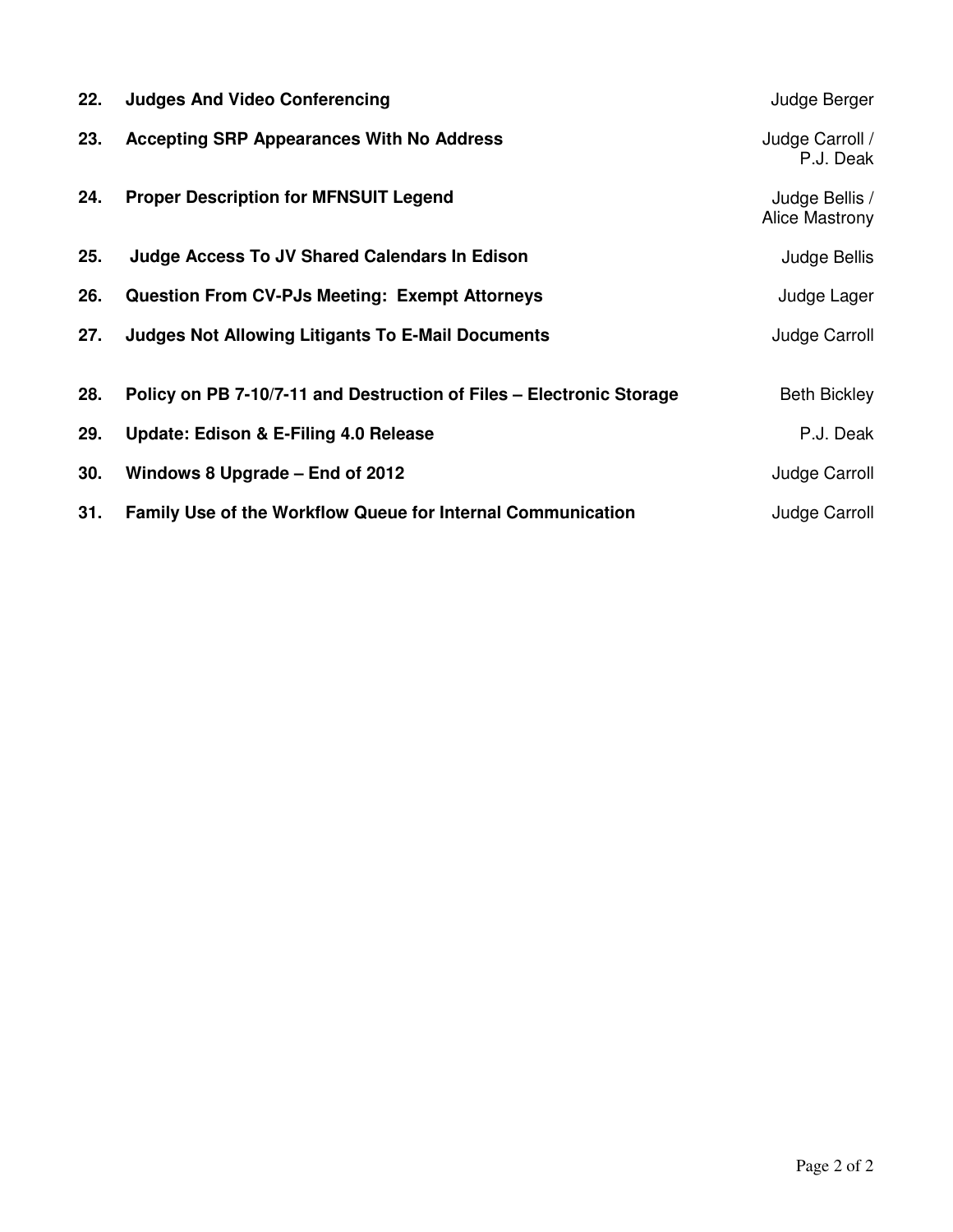| | | |
|---|---|---|
| **22.** | **Judges And Video Conferencing** | Judge Berger |
| **23.** | **Accepting SRP Appearances With No Address** | Judge Carroll / P.J. Deak |
| **24.** | **Proper Description for MFNSUIT Legend** | Judge Bellis / Alice Mastrony |
| **25.** | **Judge Access To JV Shared Calendars In Edison** | Judge Bellis |
| **26.** | **Question From CV-PJs Meeting: Exempt Attorneys** | Judge Lager |
| **27.** | **Judges Not Allowing Litigants To E-Mail Documents** | Judge Carroll |
| **28.** | **Policy on PB 7-10/7-11 and Destruction of Files – Electronic Storage** | Beth Bickley |
| **29.** | **Update: Edison & E-Filing 4.0 Release** | P.J. Deak |
| **30.** | **Windows 8 Upgrade – End of 2012** | Judge Carroll |
| **31.** | **Family Use of the Workflow Queue for Internal Communication** | Judge Carroll |